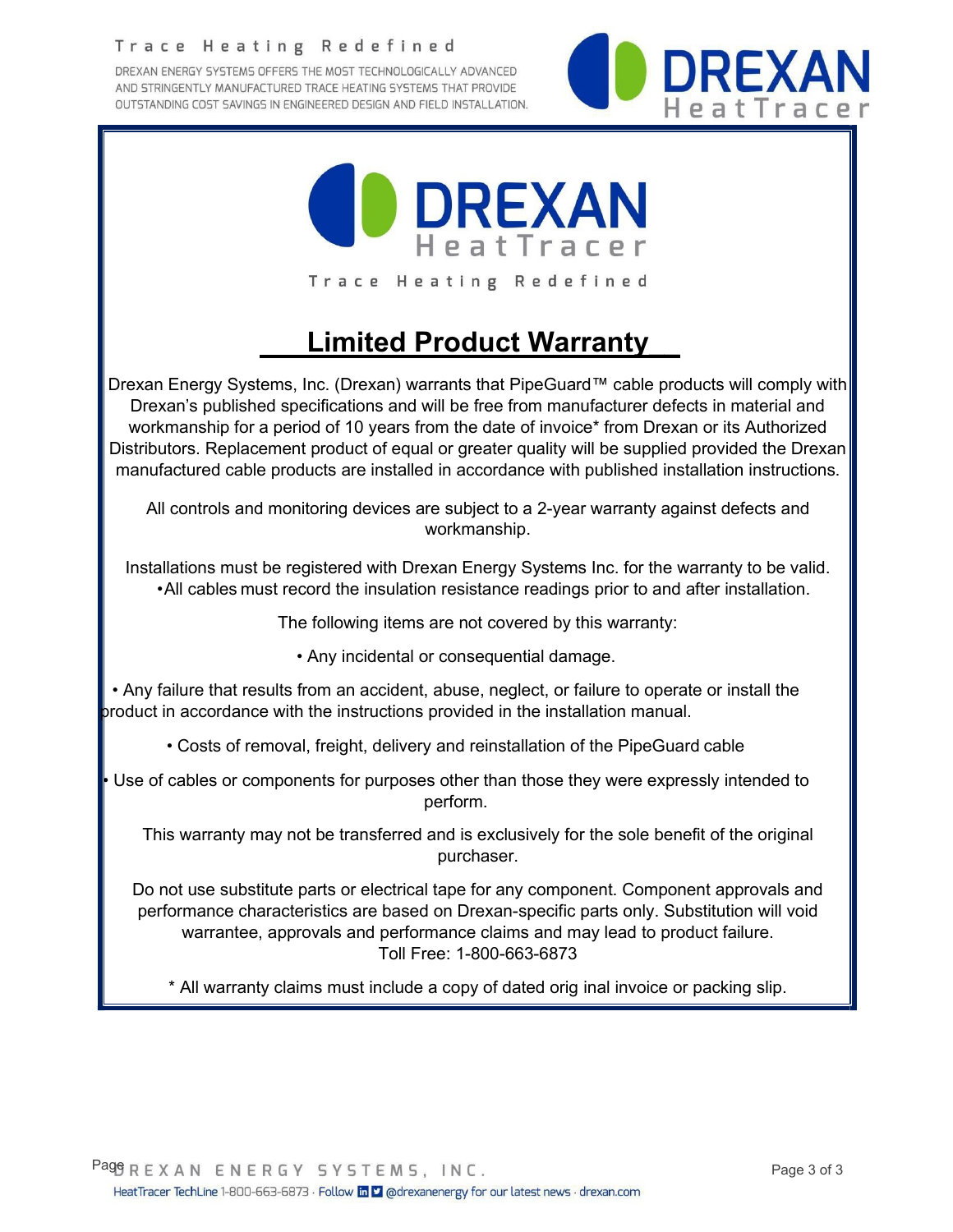Trace Heating Redefined

DREXAN ENERGY SYSTEMS OFFERS THE MOST TECHNOLOGICALLY ADVANCED AND STRINGENTLY MANUFACTURED TRACE HEATING SYSTEMS THAT PROVIDE OUTSTANDING COST SAVINGS IN ENGINEERED DESIGN AND FIELD INSTALLATION.

DREXAN HeatTracer

Trace Heating Redefined

# Limited Product Warranty

Drexan Energy Systems, Inc. (Drexan) warrants that PipeGuard™ cable products will comply with Drexan's published specifications and will be free from manufacturer defects in material and workmanship for a period of 10 years from the date of invoice* from Drexan or its Authorized Distributors. Replacement product of equal or greater quality will be supplied provided the Drexan manufactured cable products are installed in accordance with published installation instructions.

All controls and monitoring devices are subject to a 2-year warranty against defects and workmanship.

Installations must be registered with Drexan Energy Systems Inc. for the warranty to be valid.

• All cables must record the insulation resistance readings prior to and after installation.

The following items are not covered by this warranty:

• Any incidental or consequential damage.

• Any failure that results from an accident, abuse, neglect, or failure to operate or install the product in accordance with the instructions provided in the installation manual.

• Costs of removal, freight, delivery and reinstallation of the PipeGuard cable

• Use of cables or components for purposes other than those they were expressly intended to perform.

This warranty may not be transferred and is exclusively for the sole benefit of the original purchaser.

Do not use substitute parts or electrical tape for any component. Component approvals and performance characteristics are based on Drexan-specific parts only. Substitution will void warrantee, approvals and performance claims and may lead to product failure.
Toll Free: 1-800-663-6873

* All warranty claims must include a copy of dated orig inal invoice or packing slip.

DREXAN ENERGY SYSTEMS, INC.

HeatTracer TechLine 1-800-663-6873 · Follow @drexanenergy for our latest news · drexan.com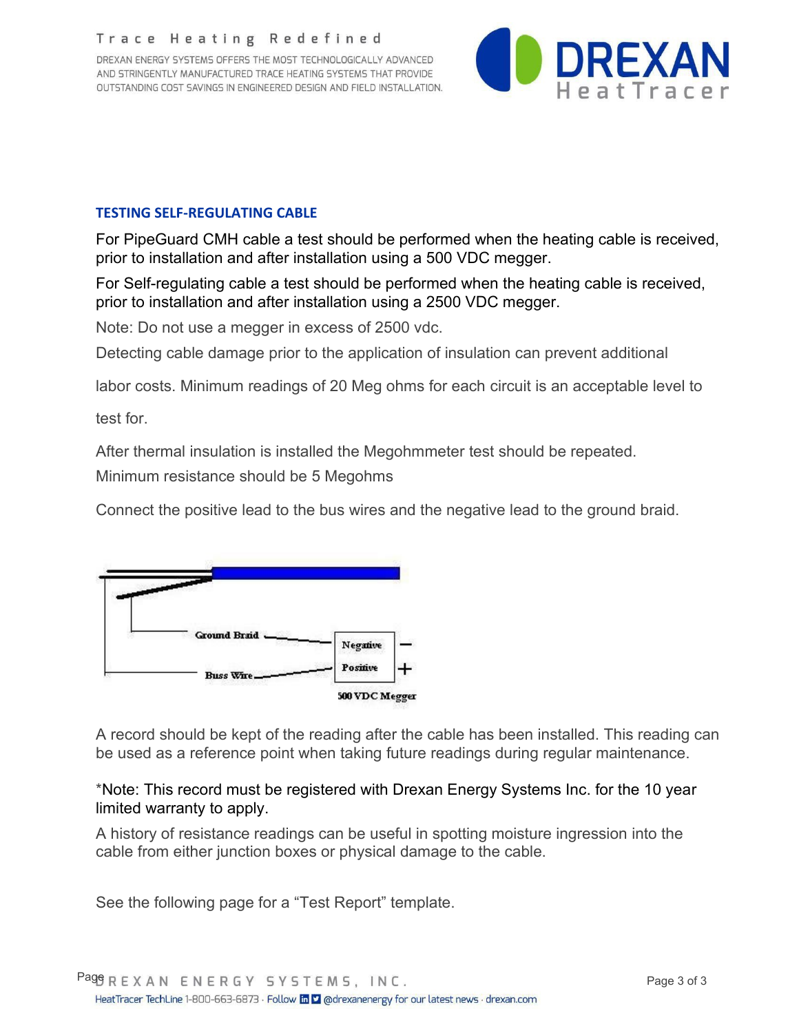## TESTING SELF-REGULATING CABLE

For PipeGuard CMH cable a test should be performed when the heating cable is received, prior to installation and after installation using a 500 VDC megger.

For Self-regulating cable a test should be performed when the heating cable is received, prior to installation and after installation using a 2500 VDC megger.

Note: Do not use a megger in excess of 2500 vdc.

Detecting cable damage prior to the application of insulation can prevent additional labor costs. Minimum readings of 20 Meg ohms for each circuit is an acceptable level to test for.

After thermal insulation is installed the Megohmmeter test should be repeated.

Minimum resistance should be 5 Megohms

Connect the positive lead to the bus wires and the negative lead to the ground braid.

Ground Braid — Negative −

Buss Wire — Positive +

500 VDC Megger

A record should be kept of the reading after the cable has been installed. This reading can be used as a reference point when taking future readings during regular maintenance.

*Note: This record must be registered with Drexan Energy Systems Inc. for the 10 year limited warranty to apply.

A history of resistance readings can be useful in spotting moisture ingression into the cable from either junction boxes or physical damage to the cable.

See the following page for a "Test Report" template.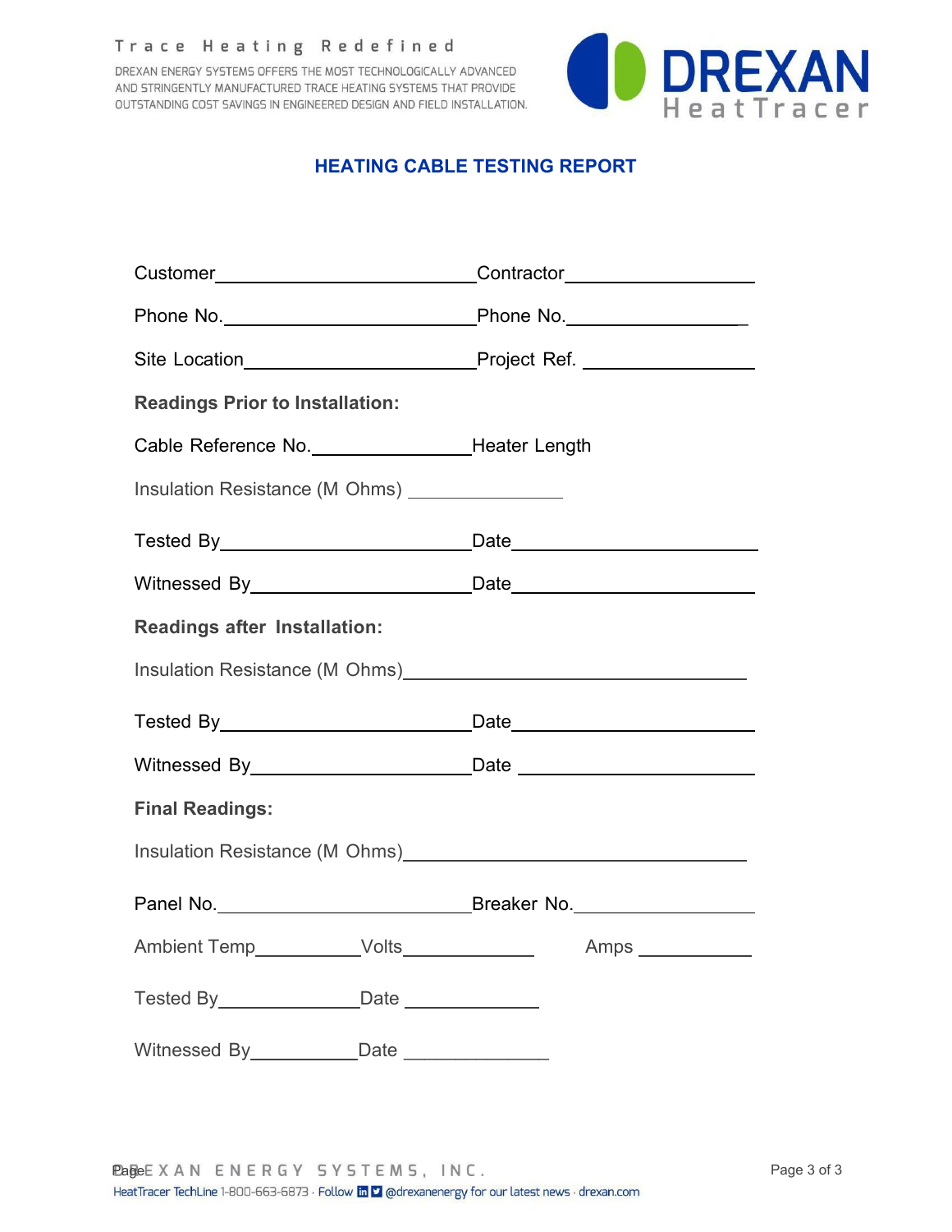Trace Heating Redefined

DREXAN ENERGY SYSTEMS OFFERS THE MOST TECHNOLOGICALLY ADVANCED AND STRINGENTLY MANUFACTURED TRACE HEATING SYSTEMS THAT PROVIDE OUTSTANDING COST SAVINGS IN ENGINEERED DESIGN AND FIELD INSTALLATION.

DREXAN HeatTracer

# HEATING CABLE TESTING REPORT

Customer______________________ Contractor______________________

Phone No.______________________ Phone No.______________________

Site Location______________________ Project Ref. ______________________

**Readings Prior to Installation:**

Cable Reference No.______________ Heater Length

Insulation Resistance (M Ohms) ______________

Tested By______________________ Date______________________

Witnessed By______________________ Date______________________

**Readings after Installation:**

Insulation Resistance (M Ohms)______________________________

Tested By______________________ Date______________________

Witnessed By______________________ Date ______________________

**Final Readings:**

Insulation Resistance (M Ohms)______________________________

Panel No.______________________ Breaker No.______________________

Ambient Temp__________ Volts____________ Amps __________

Tested By____________ Date ____________

Witnessed By__________ Date ______________

DREXAN ENERGY SYSTEMS, INC.

HeatTracer TechLine 1-800-663-6873 · Follow @drexanenergy for our latest news · drexan.com